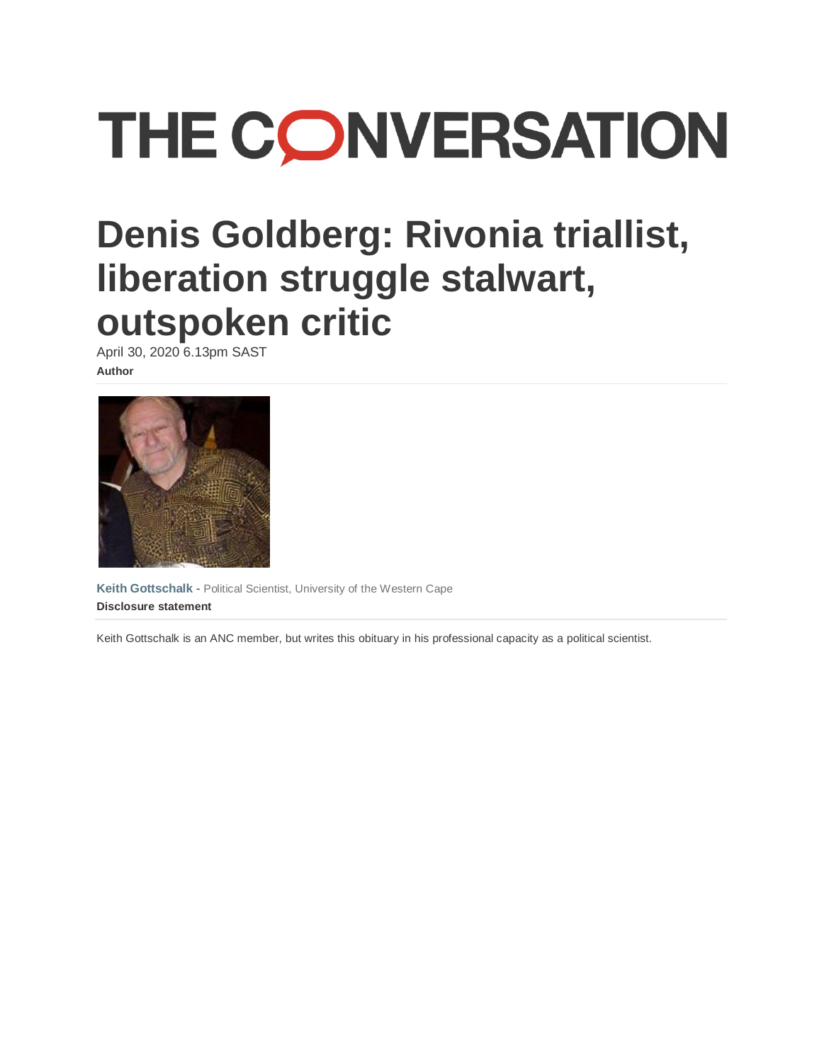THE CONVERSATION

# Denis Goldberg: Rivonia triallist, liberation struggle stalwart, outspoken critic

April 30, 2020 6.13pm SAST

**Author**

**Keith Gottschalk** - Political Scientist, University of the Western Cape

**Disclosure statement**

Keith Gottschalk is an ANC member, but writes this obituary in his professional capacity as a political scientist.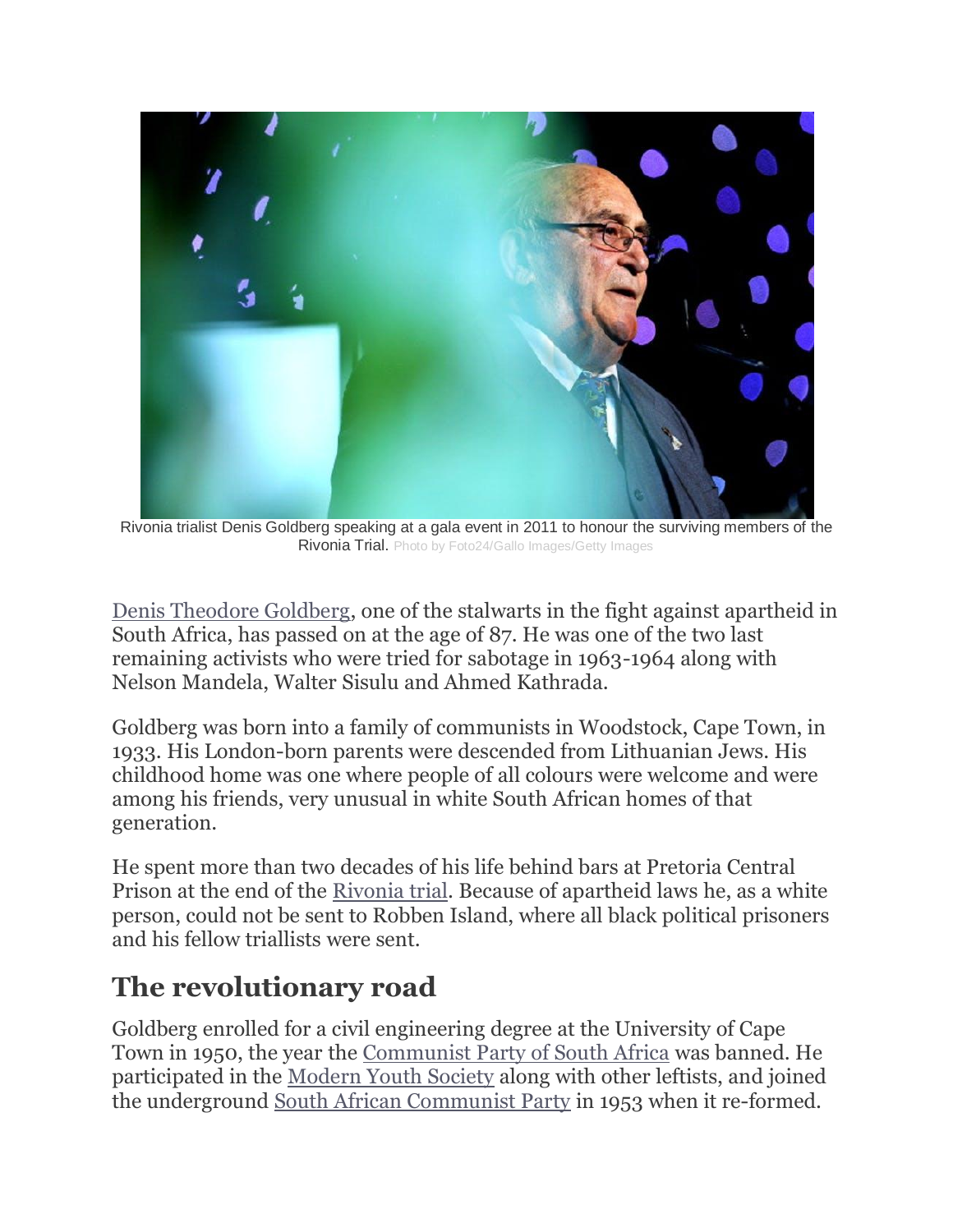Rivonia trialist Denis Goldberg speaking at a gala event in 2011 to honour the surviving members of the Rivonia Trial. Photo by Foto24/Gallo Images/Getty Images

Denis Theodore Goldberg, one of the stalwarts in the fight against apartheid in South Africa, has passed on at the age of 87. He was one of the two last remaining activists who were tried for sabotage in 1963-1964 along with Nelson Mandela, Walter Sisulu and Ahmed Kathrada.

Goldberg was born into a family of communists in Woodstock, Cape Town, in 1933. His London-born parents were descended from Lithuanian Jews. His childhood home was one where people of all colours were welcome and were among his friends, very unusual in white South African homes of that generation.

He spent more than two decades of his life behind bars at Pretoria Central Prison at the end of the Rivonia trial. Because of apartheid laws he, as a white person, could not be sent to Robben Island, where all black political prisoners and his fellow triallists were sent.

## The revolutionary road

Goldberg enrolled for a civil engineering degree at the University of Cape Town in 1950, the year the Communist Party of South Africa was banned. He participated in the Modern Youth Society along with other leftists, and joined the underground South African Communist Party in 1953 when it re-formed.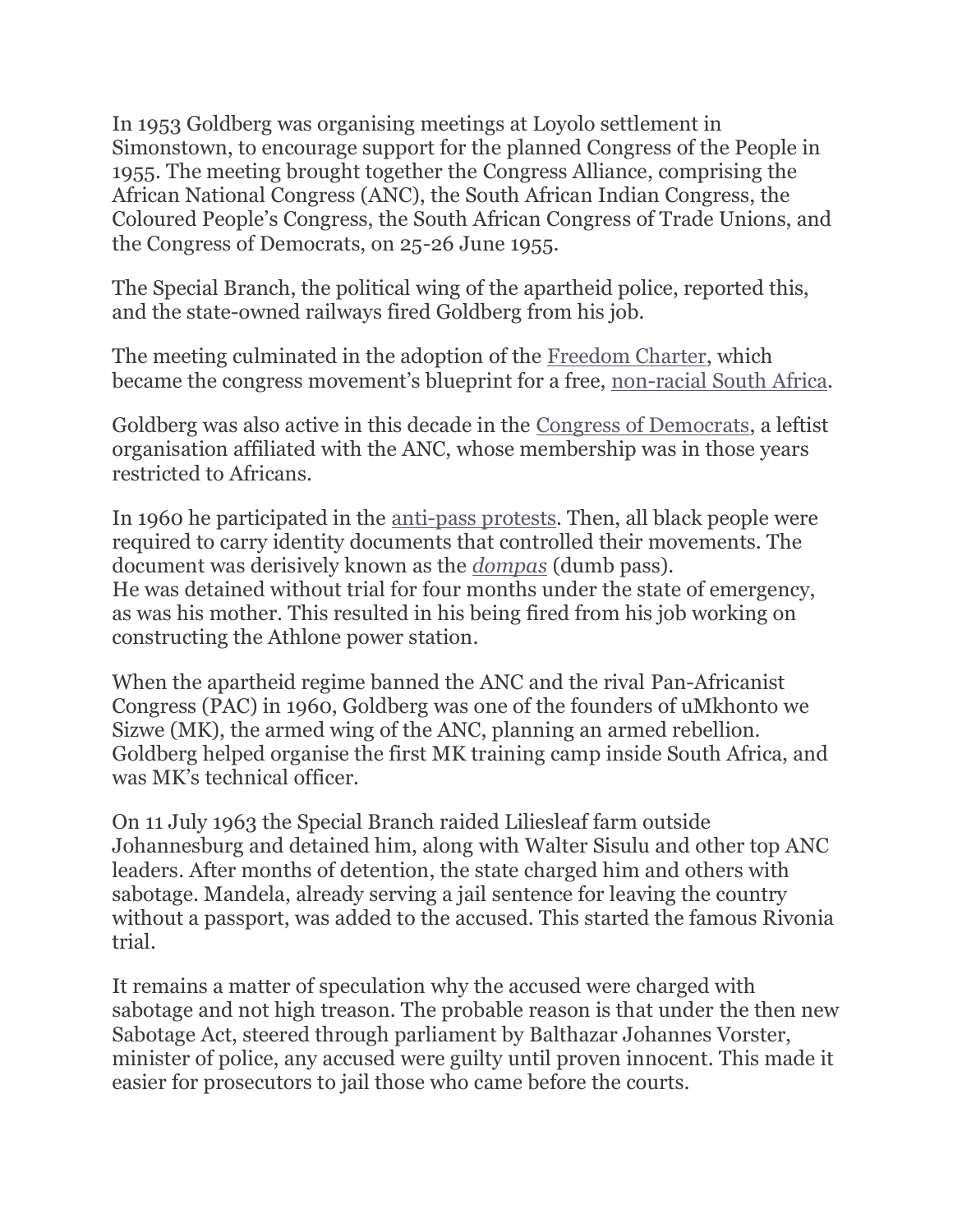In 1953 Goldberg was organising meetings at Loyolo settlement in Simonstown, to encourage support for the planned Congress of the People in 1955. The meeting brought together the Congress Alliance, comprising the African National Congress (ANC), the South African Indian Congress, the Coloured People's Congress, the South African Congress of Trade Unions, and the Congress of Democrats, on 25-26 June 1955.

The Special Branch, the political wing of the apartheid police, reported this, and the state-owned railways fired Goldberg from his job.

The meeting culminated in the adoption of the Freedom Charter, which became the congress movement's blueprint for a free, non-racial South Africa.

Goldberg was also active in this decade in the Congress of Democrats, a leftist organisation affiliated with the ANC, whose membership was in those years restricted to Africans.

In 1960 he participated in the anti-pass protests. Then, all black people were required to carry identity documents that controlled their movements. The document was derisively known as the *dompas* (dumb pass).
He was detained without trial for four months under the state of emergency, as was his mother. This resulted in his being fired from his job working on constructing the Athlone power station.

When the apartheid regime banned the ANC and the rival Pan-Africanist Congress (PAC) in 1960, Goldberg was one of the founders of uMkhonto we Sizwe (MK), the armed wing of the ANC, planning an armed rebellion. Goldberg helped organise the first MK training camp inside South Africa, and was MK's technical officer.

On 11 July 1963 the Special Branch raided Liliesleaf farm outside Johannesburg and detained him, along with Walter Sisulu and other top ANC leaders. After months of detention, the state charged him and others with sabotage. Mandela, already serving a jail sentence for leaving the country without a passport, was added to the accused. This started the famous Rivonia trial.

It remains a matter of speculation why the accused were charged with sabotage and not high treason. The probable reason is that under the then new Sabotage Act, steered through parliament by Balthazar Johannes Vorster, minister of police, any accused were guilty until proven innocent. This made it easier for prosecutors to jail those who came before the courts.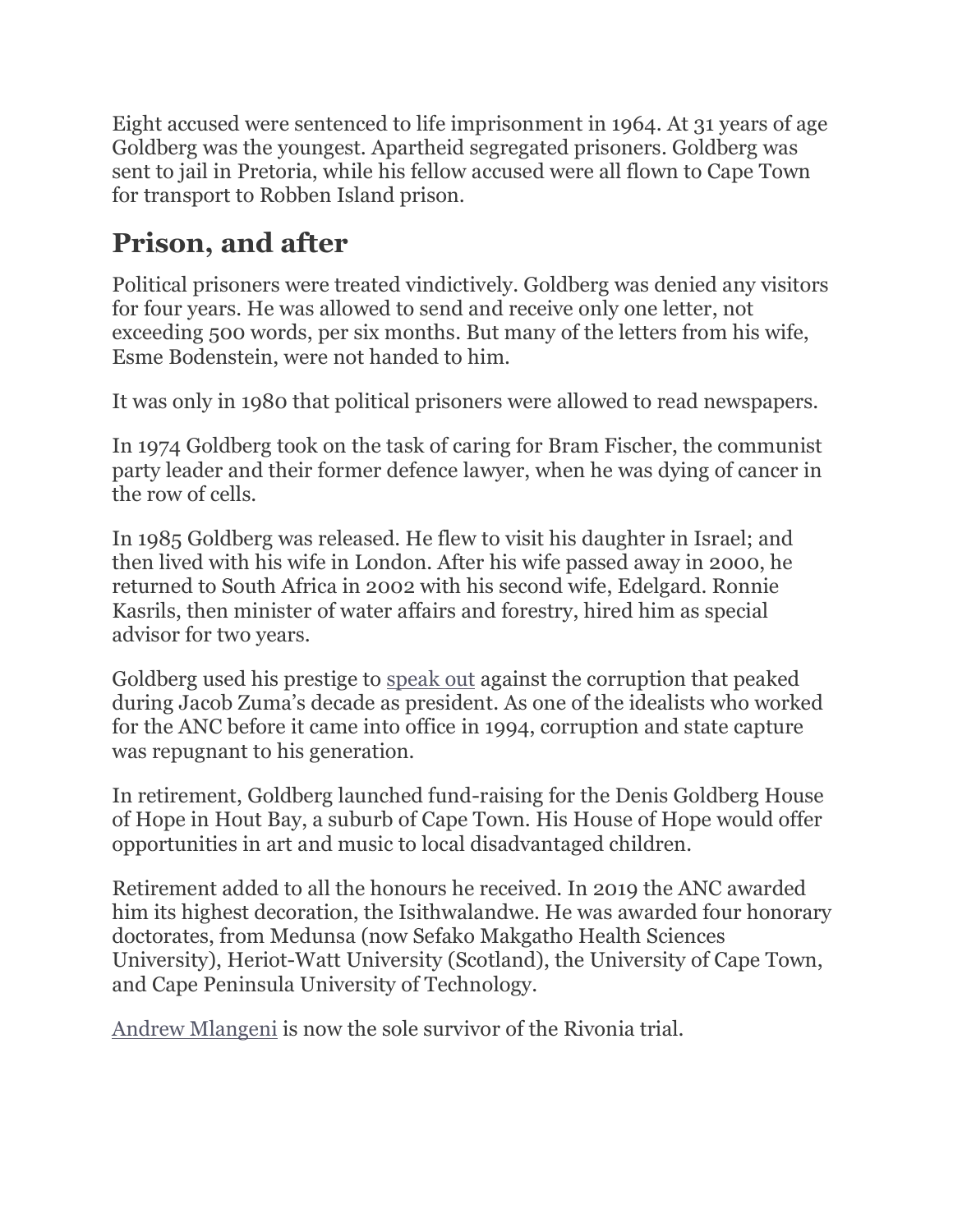Eight accused were sentenced to life imprisonment in 1964. At 31 years of age Goldberg was the youngest. Apartheid segregated prisoners. Goldberg was sent to jail in Pretoria, while his fellow accused were all flown to Cape Town for transport to Robben Island prison.

## Prison, and after

Political prisoners were treated vindictively. Goldberg was denied any visitors for four years. He was allowed to send and receive only one letter, not exceeding 500 words, per six months. But many of the letters from his wife, Esme Bodenstein, were not handed to him.

It was only in 1980 that political prisoners were allowed to read newspapers.

In 1974 Goldberg took on the task of caring for Bram Fischer, the communist party leader and their former defence lawyer, when he was dying of cancer in the row of cells.

In 1985 Goldberg was released. He flew to visit his daughter in Israel; and then lived with his wife in London. After his wife passed away in 2000, he returned to South Africa in 2002 with his second wife, Edelgard. Ronnie Kasrils, then minister of water affairs and forestry, hired him as special advisor for two years.

Goldberg used his prestige to speak out against the corruption that peaked during Jacob Zuma's decade as president. As one of the idealists who worked for the ANC before it came into office in 1994, corruption and state capture was repugnant to his generation.

In retirement, Goldberg launched fund-raising for the Denis Goldberg House of Hope in Hout Bay, a suburb of Cape Town. His House of Hope would offer opportunities in art and music to local disadvantaged children.

Retirement added to all the honours he received. In 2019 the ANC awarded him its highest decoration, the Isithwalandwe. He was awarded four honorary doctorates, from Medunsa (now Sefako Makgatho Health Sciences University), Heriot-Watt University (Scotland), the University of Cape Town, and Cape Peninsula University of Technology.

Andrew Mlangeni is now the sole survivor of the Rivonia trial.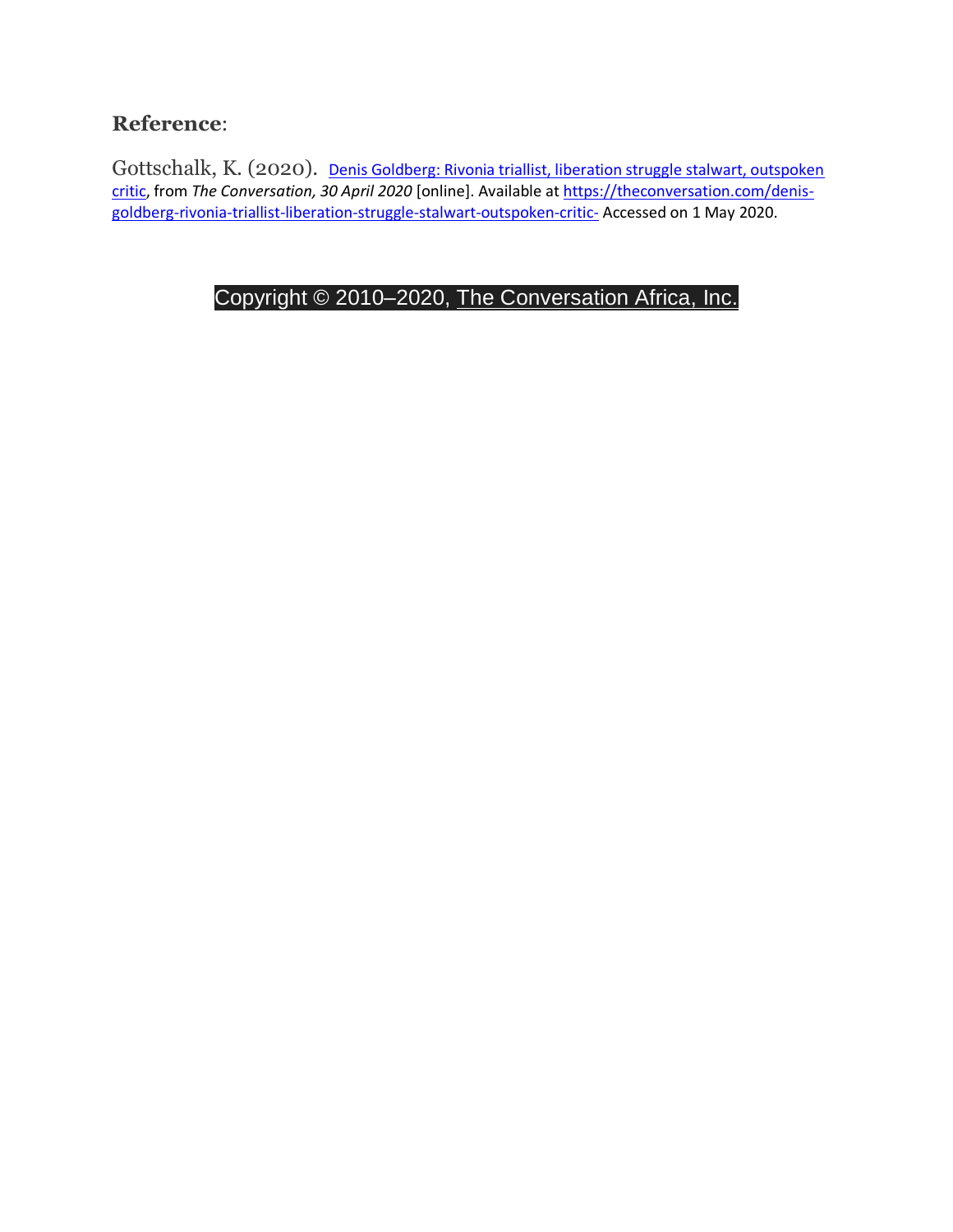**Reference**:

Gottschalk, K. (2020). [Denis Goldberg: Rivonia triallist, liberation struggle stalwart, outspoken critic](https://theconversation.com/denis-goldberg-rivonia-triallist-liberation-struggle-stalwart-outspoken-critic-), from *The Conversation, 30 April 2020* [online]. Available at https://theconversation.com/denis-goldberg-rivonia-triallist-liberation-struggle-stalwart-outspoken-critic- Accessed on 1 May 2020.

Copyright © 2010–2020, The Conversation Africa, Inc.